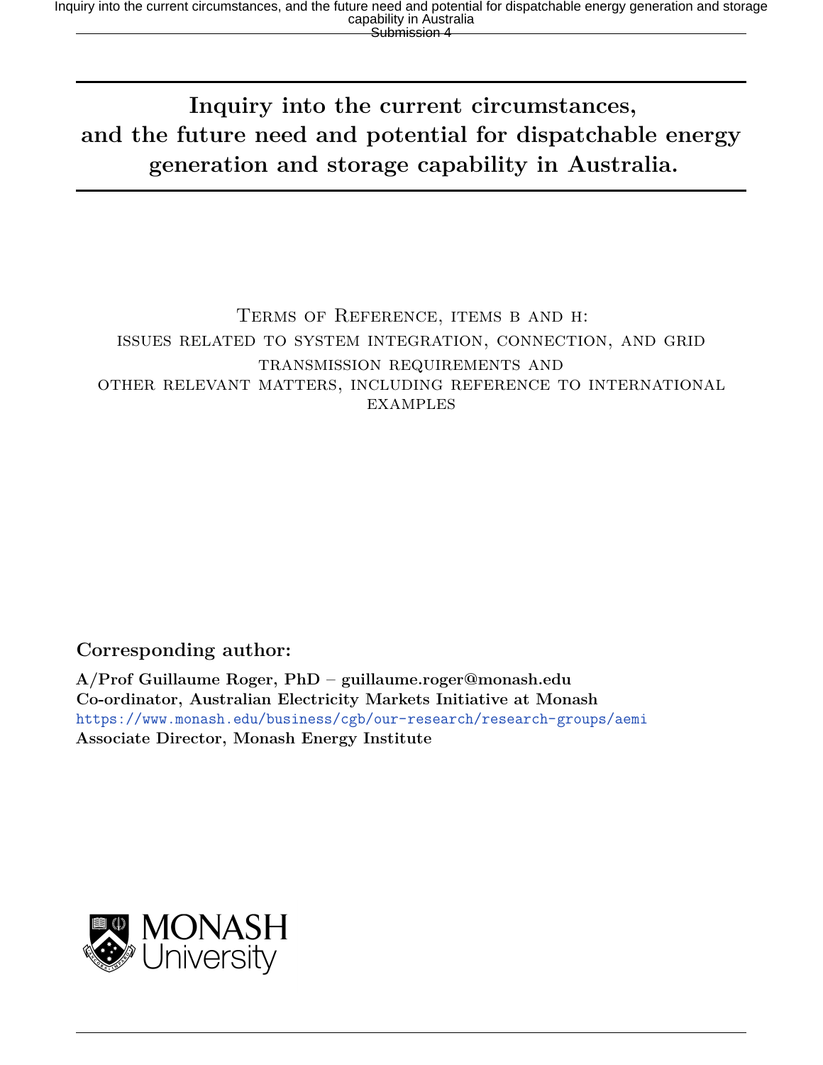# Inquiry into the current circumstances, and the future need and potential for dispatchable energy generation and storage capability in Australia.

Terms of Reference, items b and h:
issues related to system integration, connection, and grid transmission requirements and
other relevant matters, including reference to international examples

## Corresponding author:

**A/Prof Guillaume Roger, PhD – guillaume.roger@monash.edu**
**Co-ordinator, Australian Electricity Markets Initiative at Monash**
https://www.monash.edu/business/cgb/our-research/research-groups/aemi
**Associate Director, Monash Energy Institute**

MONASH University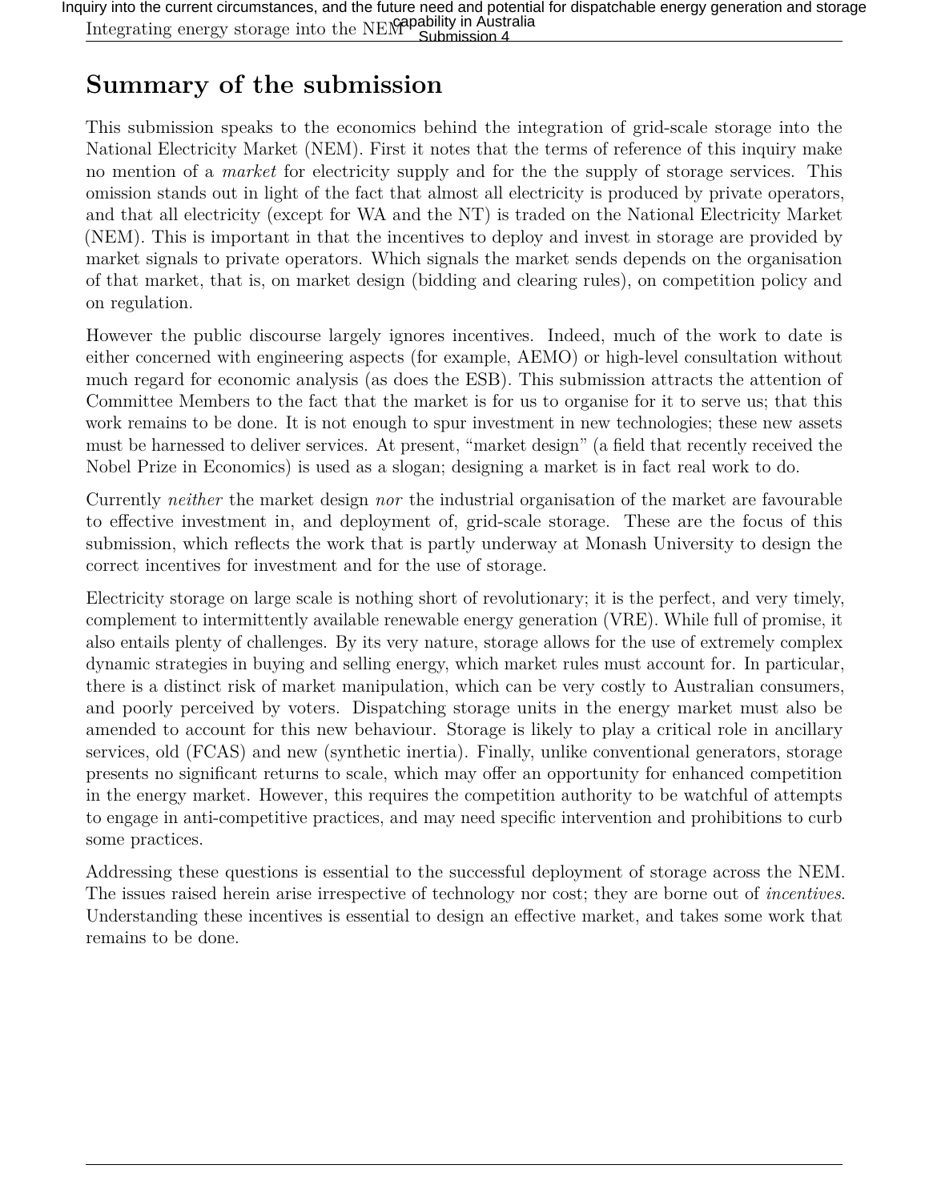# Summary of the submission

This submission speaks to the economics behind the integration of grid-scale storage into the National Electricity Market (NEM). First it notes that the terms of reference of this inquiry make no mention of a *market* for electricity supply and for the the supply of storage services. This omission stands out in light of the fact that almost all electricity is produced by private operators, and that all electricity (except for WA and the NT) is traded on the National Electricity Market (NEM). This is important in that the incentives to deploy and invest in storage are provided by market signals to private operators. Which signals the market sends depends on the organisation of that market, that is, on market design (bidding and clearing rules), on competition policy and on regulation.

However the public discourse largely ignores incentives. Indeed, much of the work to date is either concerned with engineering aspects (for example, AEMO) or high-level consultation without much regard for economic analysis (as does the ESB). This submission attracts the attention of Committee Members to the fact that the market is for us to organise for it to serve us; that this work remains to be done. It is not enough to spur investment in new technologies; these new assets must be harnessed to deliver services. At present, "market design" (a field that recently received the Nobel Prize in Economics) is used as a slogan; designing a market is in fact real work to do.

Currently *neither* the market design *nor* the industrial organisation of the market are favourable to effective investment in, and deployment of, grid-scale storage. These are the focus of this submission, which reflects the work that is partly underway at Monash University to design the correct incentives for investment and for the use of storage.

Electricity storage on large scale is nothing short of revolutionary; it is the perfect, and very timely, complement to intermittently available renewable energy generation (VRE). While full of promise, it also entails plenty of challenges. By its very nature, storage allows for the use of extremely complex dynamic strategies in buying and selling energy, which market rules must account for. In particular, there is a distinct risk of market manipulation, which can be very costly to Australian consumers, and poorly perceived by voters. Dispatching storage units in the energy market must also be amended to account for this new behaviour. Storage is likely to play a critical role in ancillary services, old (FCAS) and new (synthetic inertia). Finally, unlike conventional generators, storage presents no significant returns to scale, which may offer an opportunity for enhanced competition in the energy market. However, this requires the competition authority to be watchful of attempts to engage in anti-competitive practices, and may need specific intervention and prohibitions to curb some practices.

Addressing these questions is essential to the successful deployment of storage across the NEM. The issues raised herein arise irrespective of technology nor cost; they are borne out of *incentives*. Understanding these incentives is essential to design an effective market, and takes some work that remains to be done.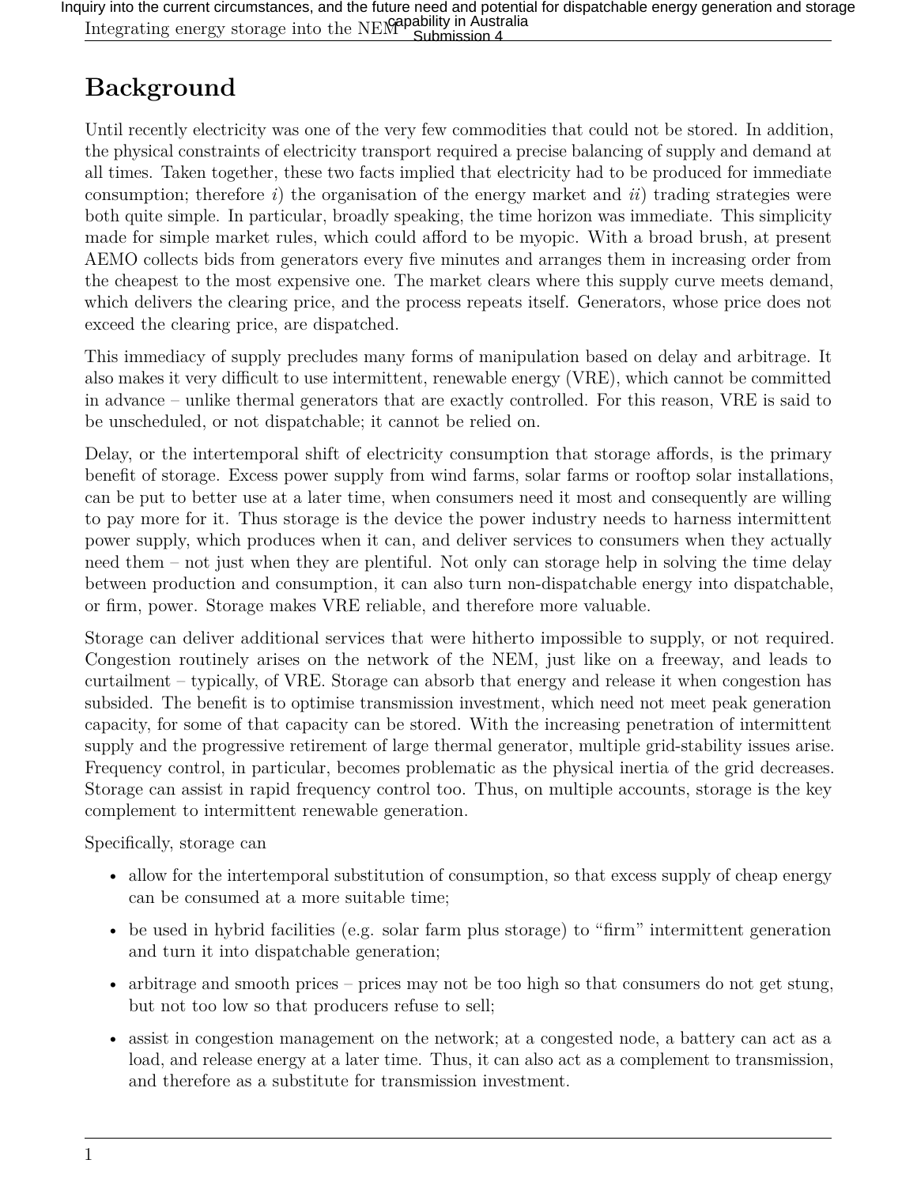# Background

Until recently electricity was one of the very few commodities that could not be stored. In addition, the physical constraints of electricity transport required a precise balancing of supply and demand at all times. Taken together, these two facts implied that electricity had to be produced for immediate consumption; therefore *i*) the organisation of the energy market and *ii*) trading strategies were both quite simple. In particular, broadly speaking, the time horizon was immediate. This simplicity made for simple market rules, which could afford to be myopic. With a broad brush, at present AEMO collects bids from generators every five minutes and arranges them in increasing order from the cheapest to the most expensive one. The market clears where this supply curve meets demand, which delivers the clearing price, and the process repeats itself. Generators, whose price does not exceed the clearing price, are dispatched.

This immediacy of supply precludes many forms of manipulation based on delay and arbitrage. It also makes it very difficult to use intermittent, renewable energy (VRE), which cannot be committed in advance – unlike thermal generators that are exactly controlled. For this reason, VRE is said to be unscheduled, or not dispatchable; it cannot be relied on.

Delay, or the intertemporal shift of electricity consumption that storage affords, is the primary benefit of storage. Excess power supply from wind farms, solar farms or rooftop solar installations, can be put to better use at a later time, when consumers need it most and consequently are willing to pay more for it. Thus storage is the device the power industry needs to harness intermittent power supply, which produces when it can, and deliver services to consumers when they actually need them – not just when they are plentiful. Not only can storage help in solving the time delay between production and consumption, it can also turn non-dispatchable energy into dispatchable, or firm, power. Storage makes VRE reliable, and therefore more valuable.

Storage can deliver additional services that were hitherto impossible to supply, or not required. Congestion routinely arises on the network of the NEM, just like on a freeway, and leads to curtailment – typically, of VRE. Storage can absorb that energy and release it when congestion has subsided. The benefit is to optimise transmission investment, which need not meet peak generation capacity, for some of that capacity can be stored. With the increasing penetration of intermittent supply and the progressive retirement of large thermal generator, multiple grid-stability issues arise. Frequency control, in particular, becomes problematic as the physical inertia of the grid decreases. Storage can assist in rapid frequency control too. Thus, on multiple accounts, storage is the key complement to intermittent renewable generation.

Specifically, storage can

- allow for the intertemporal substitution of consumption, so that excess supply of cheap energy can be consumed at a more suitable time;
- be used in hybrid facilities (e.g. solar farm plus storage) to "firm" intermittent generation and turn it into dispatchable generation;
- arbitrage and smooth prices – prices may not be too high so that consumers do not get stung, but not too low so that producers refuse to sell;
- assist in congestion management on the network; at a congested node, a battery can act as a load, and release energy at a later time. Thus, it can also act as a complement to transmission, and therefore as a substitute for transmission investment.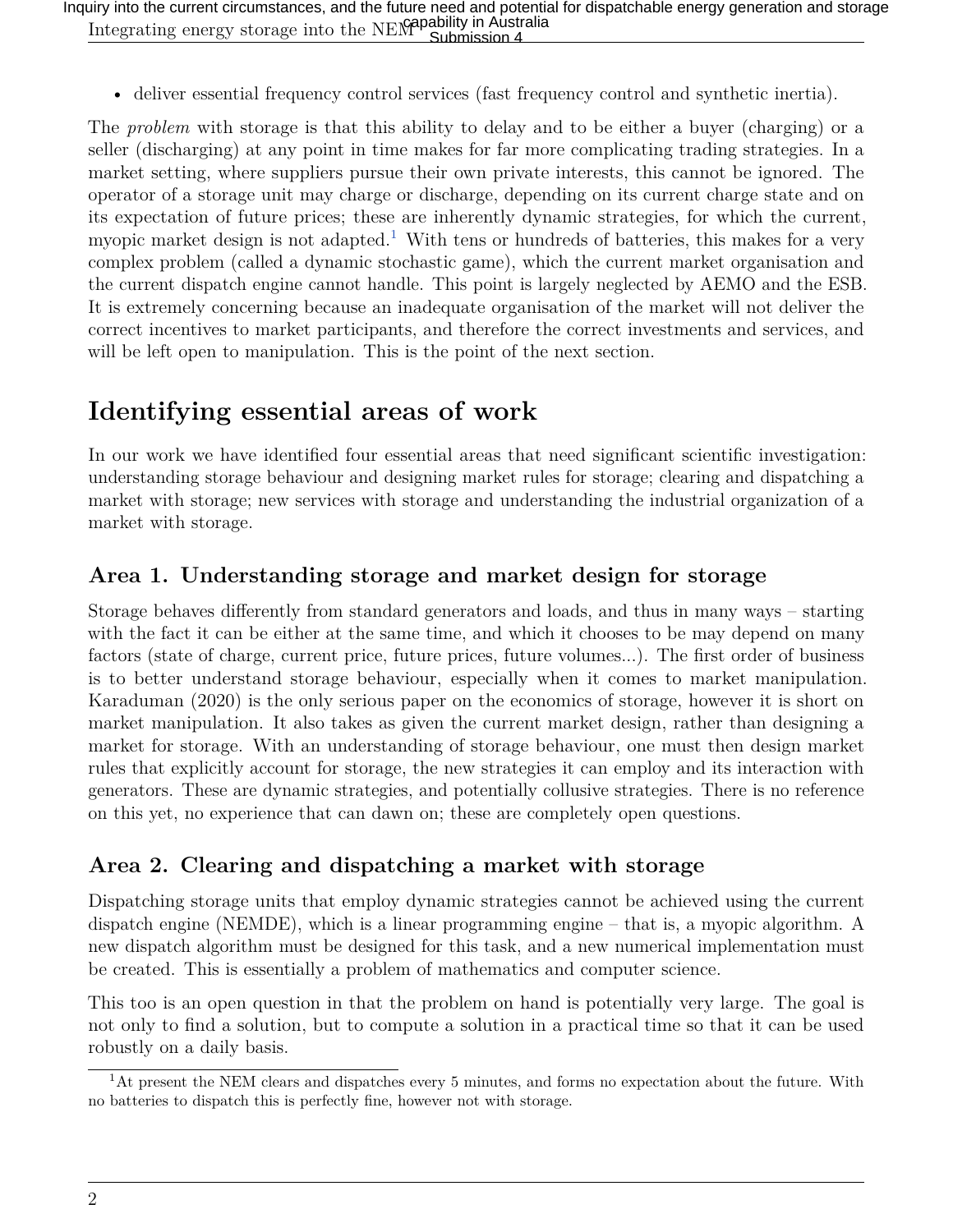- deliver essential frequency control services (fast frequency control and synthetic inertia).

The *problem* with storage is that this ability to delay and to be either a buyer (charging) or a seller (discharging) at any point in time makes for far more complicating trading strategies. In a market setting, where suppliers pursue their own private interests, this cannot be ignored. The operator of a storage unit may charge or discharge, depending on its current charge state and on its expectation of future prices; these are inherently dynamic strategies, for which the current, myopic market design is not adapted.[1] With tens or hundreds of batteries, this makes for a very complex problem (called a dynamic stochastic game), which the current market organisation and the current dispatch engine cannot handle. This point is largely neglected by AEMO and the ESB. It is extremely concerning because an inadequate organisation of the market will not deliver the correct incentives to market participants, and therefore the correct investments and services, and will be left open to manipulation. This is the point of the next section.

# Identifying essential areas of work

In our work we have identified four essential areas that need significant scientific investigation: understanding storage behaviour and designing market rules for storage; clearing and dispatching a market with storage; new services with storage and understanding the industrial organization of a market with storage.

## Area 1. Understanding storage and market design for storage

Storage behaves differently from standard generators and loads, and thus in many ways – starting with the fact it can be either at the same time, and which it chooses to be may depend on many factors (state of charge, current price, future prices, future volumes...). The first order of business is to better understand storage behaviour, especially when it comes to market manipulation. Karaduman (2020) is the only serious paper on the economics of storage, however it is short on market manipulation. It also takes as given the current market design, rather than designing a market for storage. With an understanding of storage behaviour, one must then design market rules that explicitly account for storage, the new strategies it can employ and its interaction with generators. These are dynamic strategies, and potentially collusive strategies. There is no reference on this yet, no experience that can dawn on; these are completely open questions.

## Area 2. Clearing and dispatching a market with storage

Dispatching storage units that employ dynamic strategies cannot be achieved using the current dispatch engine (NEMDE), which is a linear programming engine – that is, a myopic algorithm. A new dispatch algorithm must be designed for this task, and a new numerical implementation must be created. This is essentially a problem of mathematics and computer science.

This too is an open question in that the problem on hand is potentially very large. The goal is not only to find a solution, but to compute a solution in a practical time so that it can be used robustly on a daily basis.

[1] At present the NEM clears and dispatches every 5 minutes, and forms no expectation about the future. With no batteries to dispatch this is perfectly fine, however not with storage.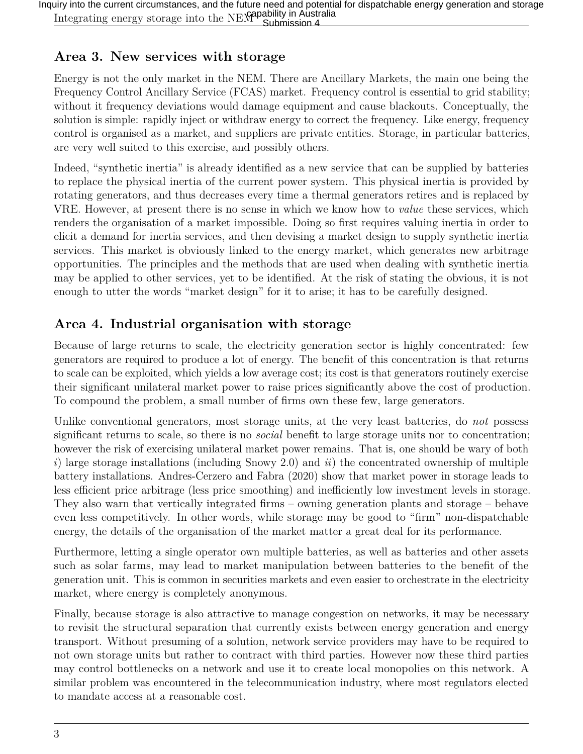## Area 3. New services with storage

Energy is not the only market in the NEM. There are Ancillary Markets, the main one being the Frequency Control Ancillary Service (FCAS) market. Frequency control is essential to grid stability; without it frequency deviations would damage equipment and cause blackouts. Conceptually, the solution is simple: rapidly inject or withdraw energy to correct the frequency. Like energy, frequency control is organised as a market, and suppliers are private entities. Storage, in particular batteries, are very well suited to this exercise, and possibly others.

Indeed, "synthetic inertia" is already identified as a new service that can be supplied by batteries to replace the physical inertia of the current power system. This physical inertia is provided by rotating generators, and thus decreases every time a thermal generators retires and is replaced by VRE. However, at present there is no sense in which we know how to *value* these services, which renders the organisation of a market impossible. Doing so first requires valuing inertia in order to elicit a demand for inertia services, and then devising a market design to supply synthetic inertia services. This market is obviously linked to the energy market, which generates new arbitrage opportunities. The principles and the methods that are used when dealing with synthetic inertia may be applied to other services, yet to be identified. At the risk of stating the obvious, it is not enough to utter the words "market design" for it to arise; it has to be carefully designed.

## Area 4. Industrial organisation with storage

Because of large returns to scale, the electricity generation sector is highly concentrated: few generators are required to produce a lot of energy. The benefit of this concentration is that returns to scale can be exploited, which yields a low average cost; its cost is that generators routinely exercise their significant unilateral market power to raise prices significantly above the cost of production. To compound the problem, a small number of firms own these few, large generators.

Unlike conventional generators, most storage units, at the very least batteries, do *not* possess significant returns to scale, so there is no *social* benefit to large storage units nor to concentration; however the risk of exercising unilateral market power remains. That is, one should be wary of both *i*) large storage installations (including Snowy 2.0) and *ii*) the concentrated ownership of multiple battery installations. Andres-Cerzero and Fabra (2020) show that market power in storage leads to less efficient price arbitrage (less price smoothing) and inefficiently low investment levels in storage. They also warn that vertically integrated firms – owning generation plants and storage – behave even less competitively. In other words, while storage may be good to "firm" non-dispatchable energy, the details of the organisation of the market matter a great deal for its performance.

Furthermore, letting a single operator own multiple batteries, as well as batteries and other assets such as solar farms, may lead to market manipulation between batteries to the benefit of the generation unit. This is common in securities markets and even easier to orchestrate in the electricity market, where energy is completely anonymous.

Finally, because storage is also attractive to manage congestion on networks, it may be necessary to revisit the structural separation that currently exists between energy generation and energy transport. Without presuming of a solution, network service providers may have to be required to not own storage units but rather to contract with third parties. However now these third parties may control bottlenecks on a network and use it to create local monopolies on this network. A similar problem was encountered in the telecommunication industry, where most regulators elected to mandate access at a reasonable cost.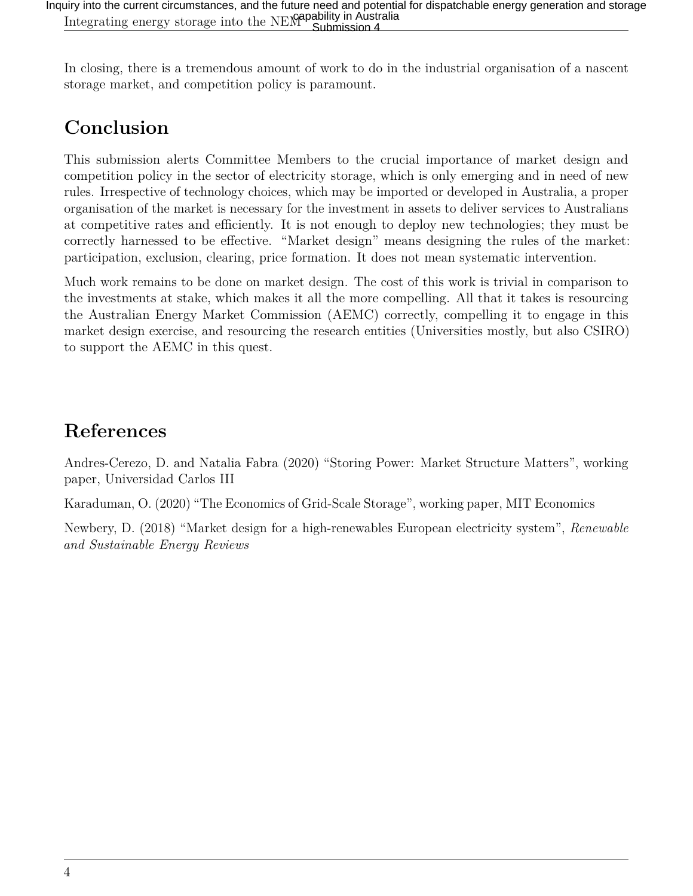In closing, there is a tremendous amount of work to do in the industrial organisation of a nascent storage market, and competition policy is paramount.

## Conclusion

This submission alerts Committee Members to the crucial importance of market design and competition policy in the sector of electricity storage, which is only emerging and in need of new rules. Irrespective of technology choices, which may be imported or developed in Australia, a proper organisation of the market is necessary for the investment in assets to deliver services to Australians at competitive rates and efficiently. It is not enough to deploy new technologies; they must be correctly harnessed to be effective. "Market design" means designing the rules of the market: participation, exclusion, clearing, price formation. It does not mean systematic intervention.

Much work remains to be done on market design. The cost of this work is trivial in comparison to the investments at stake, which makes it all the more compelling. All that it takes is resourcing the Australian Energy Market Commission (AEMC) correctly, compelling it to engage in this market design exercise, and resourcing the research entities (Universities mostly, but also CSIRO) to support the AEMC in this quest.

## References

Andres-Cerezo, D. and Natalia Fabra (2020) "Storing Power: Market Structure Matters", working paper, Universidad Carlos III

Karaduman, O. (2020) "The Economics of Grid-Scale Storage", working paper, MIT Economics

Newbery, D. (2018) "Market design for a high-renewables European electricity system", *Renewable and Sustainable Energy Reviews*